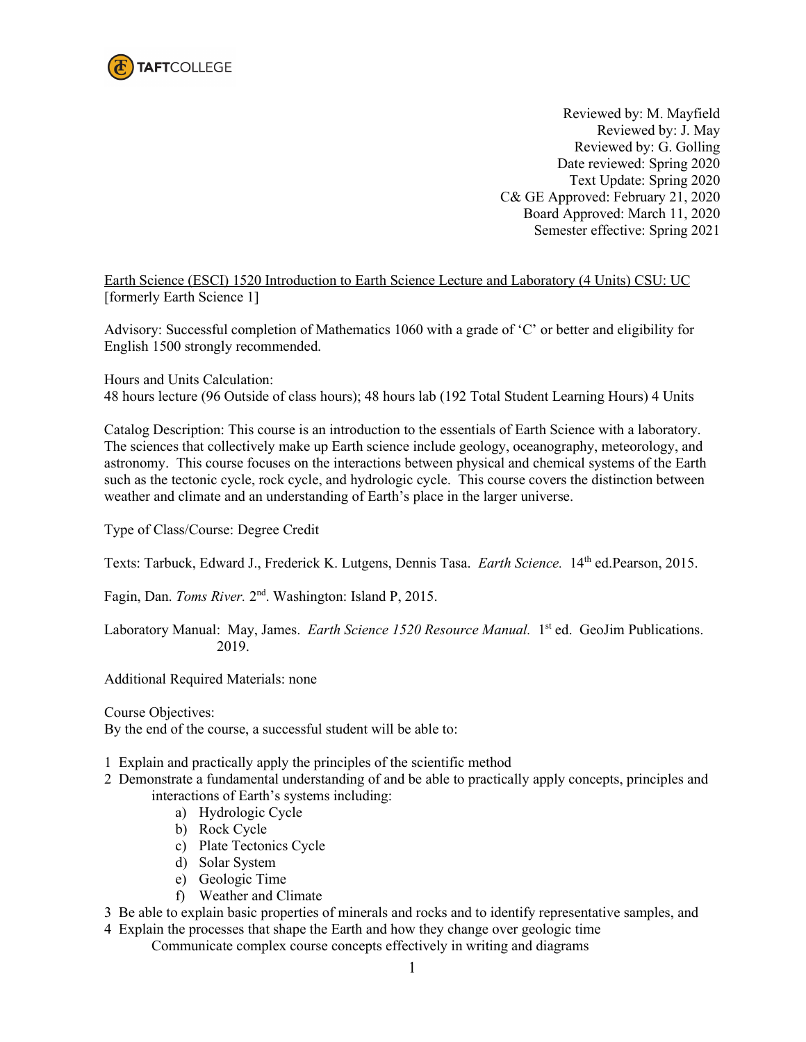TAFTCOLLEGE

Reviewed by: M. Mayfield
Reviewed by: J. May
Reviewed by: G. Golling
Date reviewed: Spring 2020
Text Update: Spring 2020
C& GE Approved: February 21, 2020
Board Approved: March 11, 2020
Semester effective: Spring 2021

Earth Science (ESCI) 1520 Introduction to Earth Science Lecture and Laboratory (4 Units) CSU: UC
[formerly Earth Science 1]

Advisory: Successful completion of Mathematics 1060 with a grade of 'C' or better and eligibility for English 1500 strongly recommended.

Hours and Units Calculation:
48 hours lecture (96 Outside of class hours); 48 hours lab (192 Total Student Learning Hours) 4 Units

Catalog Description: This course is an introduction to the essentials of Earth Science with a laboratory. The sciences that collectively make up Earth science include geology, oceanography, meteorology, and astronomy. This course focuses on the interactions between physical and chemical systems of the Earth such as the tectonic cycle, rock cycle, and hydrologic cycle. This course covers the distinction between weather and climate and an understanding of Earth's place in the larger universe.

Type of Class/Course: Degree Credit

Texts: Tarbuck, Edward J., Frederick K. Lutgens, Dennis Tasa. *Earth Science.* 14th ed.Pearson, 2015.

Fagin, Dan. *Toms River.* 2nd. Washington: Island P, 2015.

Laboratory Manual: May, James. *Earth Science 1520 Resource Manual.* 1st ed. GeoJim Publications. 2019.

Additional Required Materials: none

Course Objectives:
By the end of the course, a successful student will be able to:

1 Explain and practically apply the principles of the scientific method
2 Demonstrate a fundamental understanding of and be able to practically apply concepts, principles and interactions of Earth's systems including:
   a) Hydrologic Cycle
   b) Rock Cycle
   c) Plate Tectonics Cycle
   d) Solar System
   e) Geologic Time
   f) Weather and Climate
3 Be able to explain basic properties of minerals and rocks and to identify representative samples, and
4 Explain the processes that shape the Earth and how they change over geologic time
   Communicate complex course concepts effectively in writing and diagrams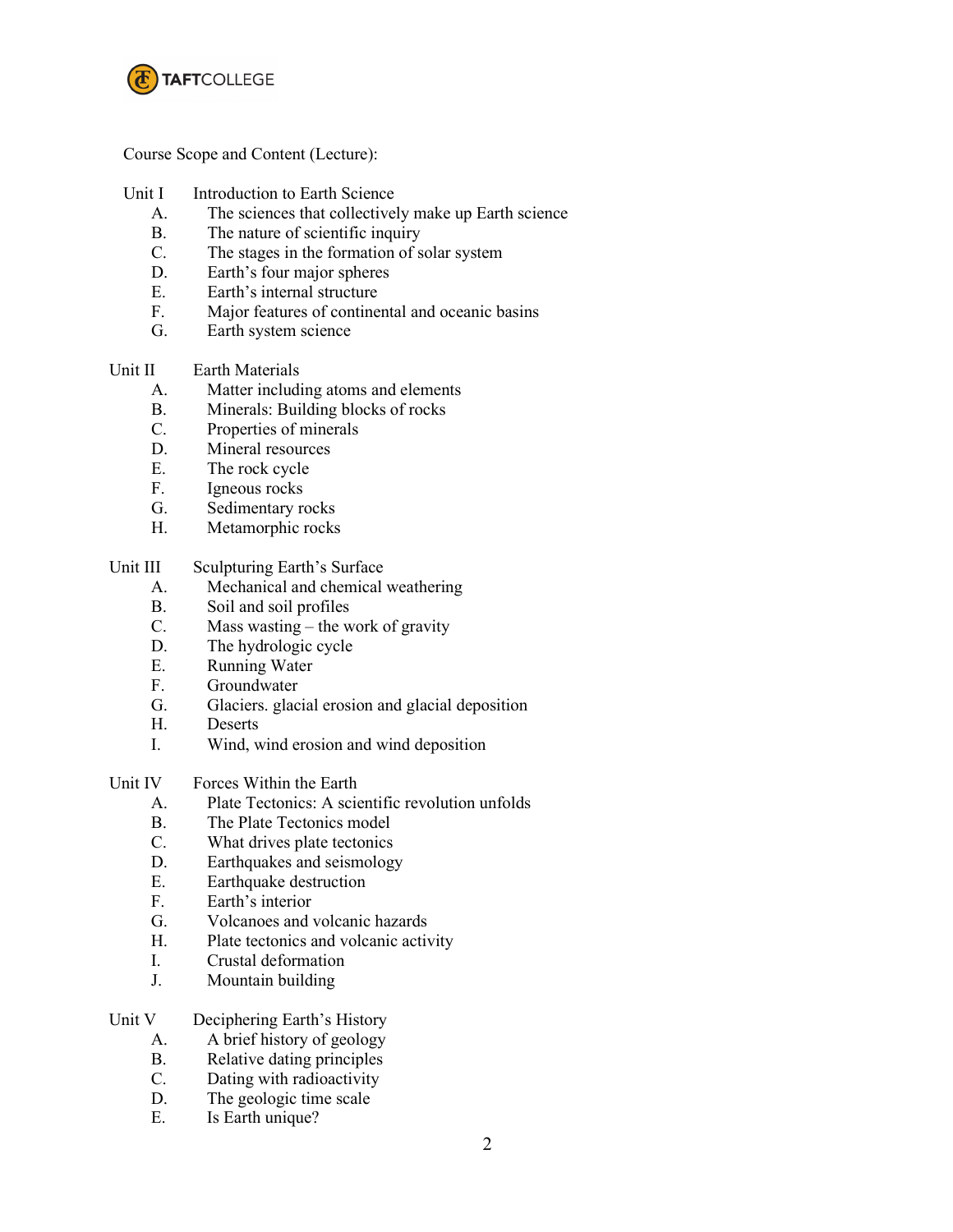Course Scope and Content (Lecture):

Unit I Introduction to Earth Science

A. The sciences that collectively make up Earth science
B. The nature of scientific inquiry
C. The stages in the formation of solar system
D. Earth's four major spheres
E. Earth's internal structure
F. Major features of continental and oceanic basins
G. Earth system science

Unit II Earth Materials

A. Matter including atoms and elements
B. Minerals: Building blocks of rocks
C. Properties of minerals
D. Mineral resources
E. The rock cycle
F. Igneous rocks
G. Sedimentary rocks
H. Metamorphic rocks

Unit III Sculpturing Earth's Surface

A. Mechanical and chemical weathering
B. Soil and soil profiles
C. Mass wasting – the work of gravity
D. The hydrologic cycle
E. Running Water
F. Groundwater
G. Glaciers. glacial erosion and glacial deposition
H. Deserts
I. Wind, wind erosion and wind deposition

Unit IV Forces Within the Earth

A. Plate Tectonics: A scientific revolution unfolds
B. The Plate Tectonics model
C. What drives plate tectonics
D. Earthquakes and seismology
E. Earthquake destruction
F. Earth's interior
G. Volcanoes and volcanic hazards
H. Plate tectonics and volcanic activity
I. Crustal deformation
J. Mountain building

Unit V Deciphering Earth's History

A. A brief history of geology
B. Relative dating principles
C. Dating with radioactivity
D. The geologic time scale
E. Is Earth unique?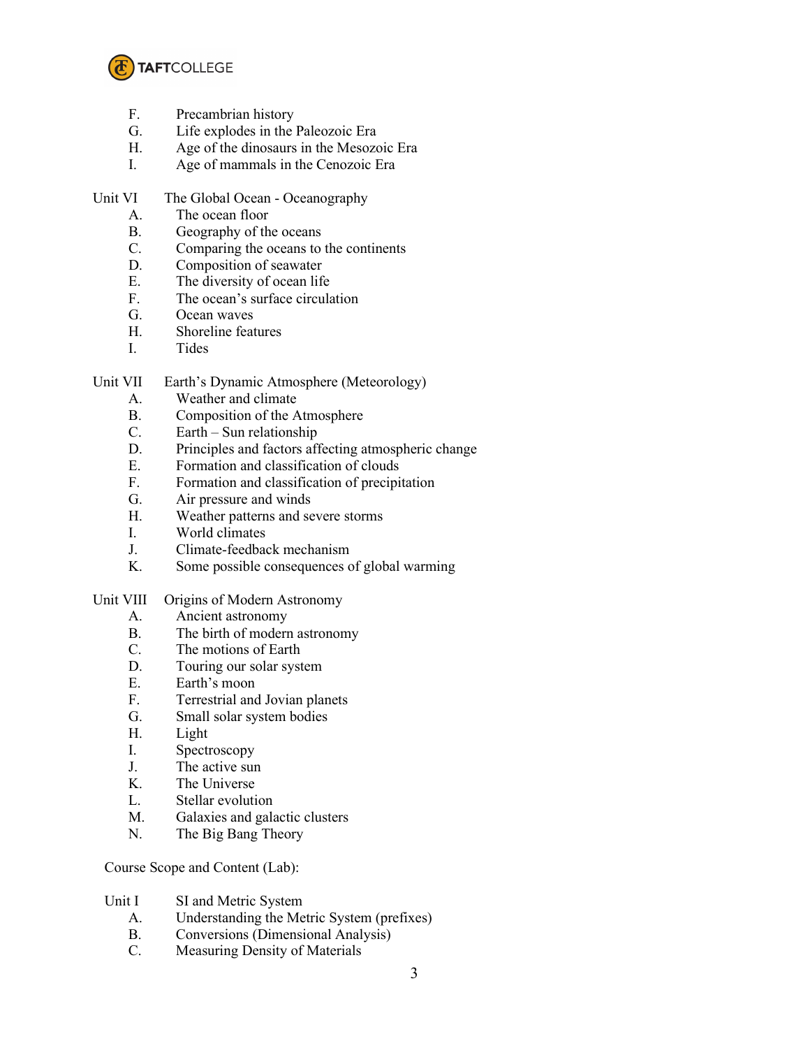F. Precambrian history
G. Life explodes in the Paleozoic Era
H. Age of the dinosaurs in the Mesozoic Era
I. Age of mammals in the Cenozoic Era

Unit VI The Global Ocean - Oceanography

A. The ocean floor
B. Geography of the oceans
C. Comparing the oceans to the continents
D. Composition of seawater
E. The diversity of ocean life
F. The ocean's surface circulation
G. Ocean waves
H. Shoreline features
I. Tides

Unit VII Earth's Dynamic Atmosphere (Meteorology)

A. Weather and climate
B. Composition of the Atmosphere
C. Earth – Sun relationship
D. Principles and factors affecting atmospheric change
E. Formation and classification of clouds
F. Formation and classification of precipitation
G. Air pressure and winds
H. Weather patterns and severe storms
I. World climates
J. Climate-feedback mechanism
K. Some possible consequences of global warming

Unit VIII Origins of Modern Astronomy

A. Ancient astronomy
B. The birth of modern astronomy
C. The motions of Earth
D. Touring our solar system
E. Earth's moon
F. Terrestrial and Jovian planets
G. Small solar system bodies
H. Light
I. Spectroscopy
J. The active sun
K. The Universe
L. Stellar evolution
M. Galaxies and galactic clusters
N. The Big Bang Theory

Course Scope and Content (Lab):

Unit I SI and Metric System

A. Understanding the Metric System (prefixes)
B. Conversions (Dimensional Analysis)
C. Measuring Density of Materials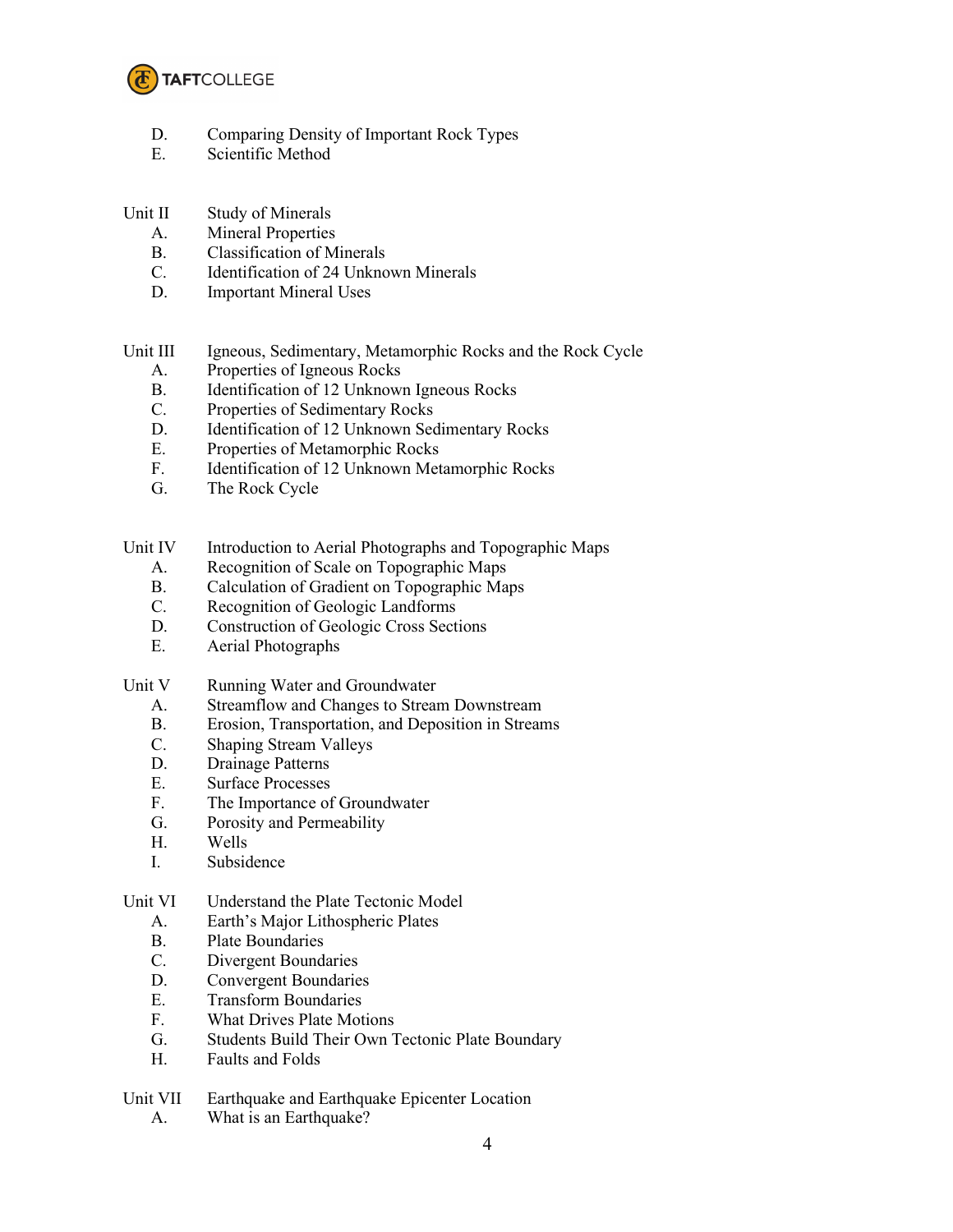D. Comparing Density of Important Rock Types
E. Scientific Method

Unit II Study of Minerals
A. Mineral Properties
B. Classification of Minerals
C. Identification of 24 Unknown Minerals
D. Important Mineral Uses

Unit III Igneous, Sedimentary, Metamorphic Rocks and the Rock Cycle
A. Properties of Igneous Rocks
B. Identification of 12 Unknown Igneous Rocks
C. Properties of Sedimentary Rocks
D. Identification of 12 Unknown Sedimentary Rocks
E. Properties of Metamorphic Rocks
F. Identification of 12 Unknown Metamorphic Rocks
G. The Rock Cycle

Unit IV Introduction to Aerial Photographs and Topographic Maps
A. Recognition of Scale on Topographic Maps
B. Calculation of Gradient on Topographic Maps
C. Recognition of Geologic Landforms
D. Construction of Geologic Cross Sections
E. Aerial Photographs

Unit V Running Water and Groundwater
A. Streamflow and Changes to Stream Downstream
B. Erosion, Transportation, and Deposition in Streams
C. Shaping Stream Valleys
D. Drainage Patterns
E. Surface Processes
F. The Importance of Groundwater
G. Porosity and Permeability
H. Wells
I. Subsidence

Unit VI Understand the Plate Tectonic Model
A. Earth's Major Lithospheric Plates
B. Plate Boundaries
C. Divergent Boundaries
D. Convergent Boundaries
E. Transform Boundaries
F. What Drives Plate Motions
G. Students Build Their Own Tectonic Plate Boundary
H. Faults and Folds

Unit VII Earthquake and Earthquake Epicenter Location
A. What is an Earthquake?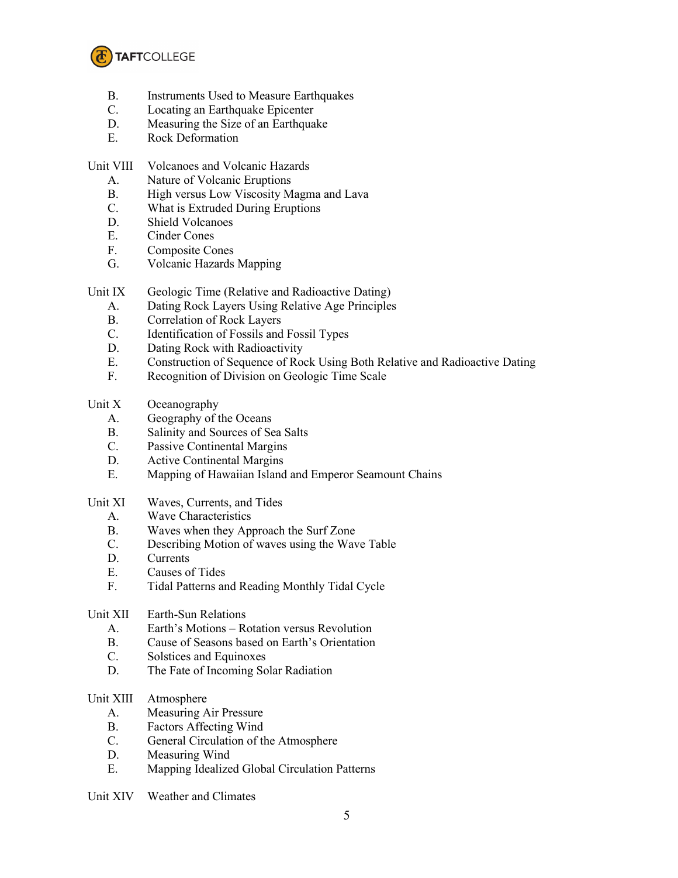B. Instruments Used to Measure Earthquakes
C. Locating an Earthquake Epicenter
D. Measuring the Size of an Earthquake
E. Rock Deformation

Unit VIII Volcanoes and Volcanic Hazards
A. Nature of Volcanic Eruptions
B. High versus Low Viscosity Magma and Lava
C. What is Extruded During Eruptions
D. Shield Volcanoes
E. Cinder Cones
F. Composite Cones
G. Volcanic Hazards Mapping

Unit IX Geologic Time (Relative and Radioactive Dating)
A. Dating Rock Layers Using Relative Age Principles
B. Correlation of Rock Layers
C. Identification of Fossils and Fossil Types
D. Dating Rock with Radioactivity
E. Construction of Sequence of Rock Using Both Relative and Radioactive Dating
F. Recognition of Division on Geologic Time Scale

Unit X Oceanography
A. Geography of the Oceans
B. Salinity and Sources of Sea Salts
C. Passive Continental Margins
D. Active Continental Margins
E. Mapping of Hawaiian Island and Emperor Seamount Chains

Unit XI Waves, Currents, and Tides
A. Wave Characteristics
B. Waves when they Approach the Surf Zone
C. Describing Motion of waves using the Wave Table
D. Currents
E. Causes of Tides
F. Tidal Patterns and Reading Monthly Tidal Cycle

Unit XII Earth-Sun Relations
A. Earth's Motions – Rotation versus Revolution
B. Cause of Seasons based on Earth's Orientation
C. Solstices and Equinoxes
D. The Fate of Incoming Solar Radiation

Unit XIII Atmosphere
A. Measuring Air Pressure
B. Factors Affecting Wind
C. General Circulation of the Atmosphere
D. Measuring Wind
E. Mapping Idealized Global Circulation Patterns

Unit XIV Weather and Climates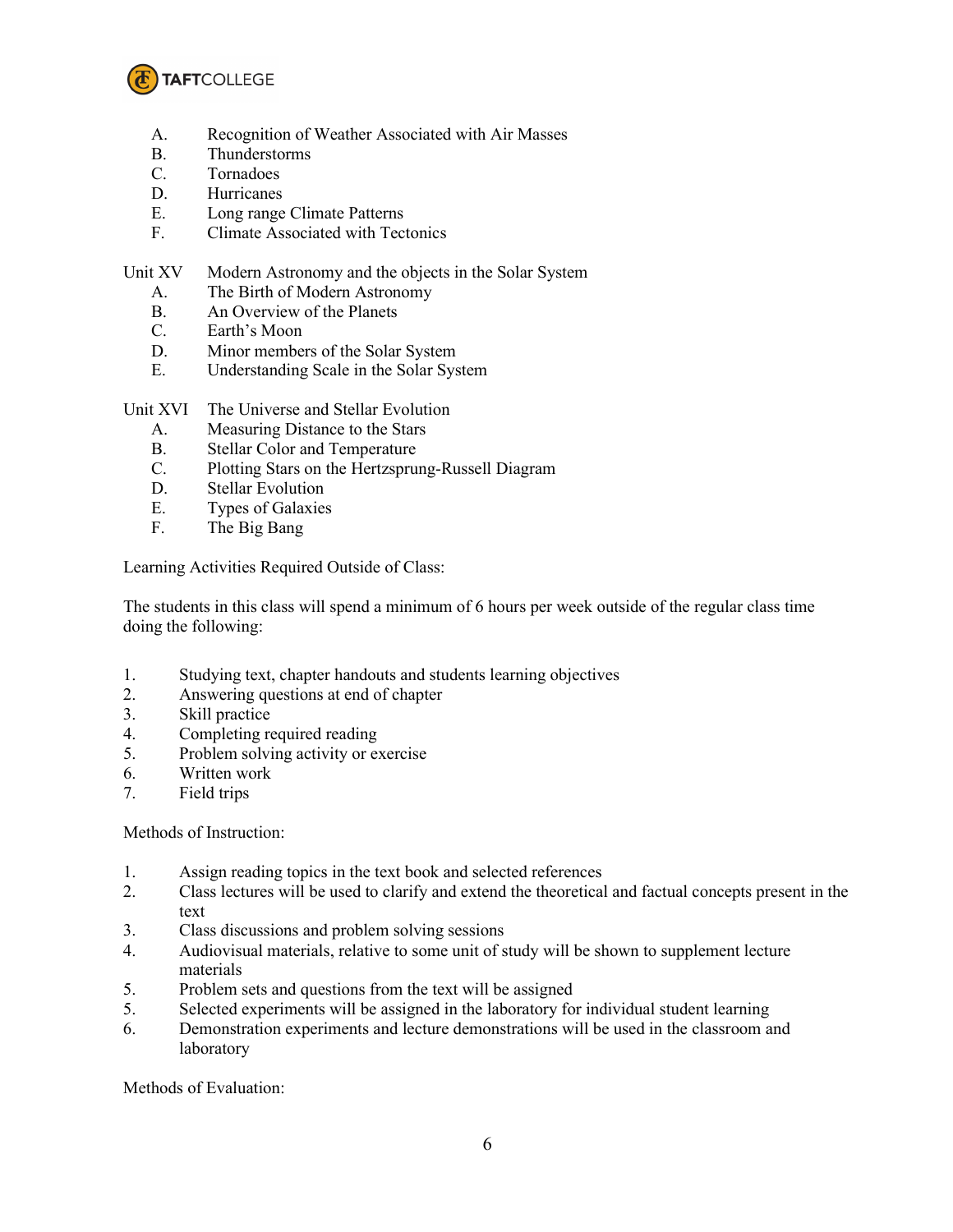A. Recognition of Weather Associated with Air Masses
B. Thunderstorms
C. Tornadoes
D. Hurricanes
E. Long range Climate Patterns
F. Climate Associated with Tectonics

Unit XV Modern Astronomy and the objects in the Solar System

A. The Birth of Modern Astronomy
B. An Overview of the Planets
C. Earth's Moon
D. Minor members of the Solar System
E. Understanding Scale in the Solar System

Unit XVI The Universe and Stellar Evolution

A. Measuring Distance to the Stars
B. Stellar Color and Temperature
C. Plotting Stars on the Hertzsprung-Russell Diagram
D. Stellar Evolution
E. Types of Galaxies
F. The Big Bang

Learning Activities Required Outside of Class:

The students in this class will spend a minimum of 6 hours per week outside of the regular class time doing the following:

1. Studying text, chapter handouts and students learning objectives
2. Answering questions at end of chapter
3. Skill practice
4. Completing required reading
5. Problem solving activity or exercise
6. Written work
7. Field trips

Methods of Instruction:

1. Assign reading topics in the text book and selected references
2. Class lectures will be used to clarify and extend the theoretical and factual concepts present in the text
3. Class discussions and problem solving sessions
4. Audiovisual materials, relative to some unit of study will be shown to supplement lecture materials
5. Problem sets and questions from the text will be assigned
5. Selected experiments will be assigned in the laboratory for individual student learning
6. Demonstration experiments and lecture demonstrations will be used in the classroom and laboratory

Methods of Evaluation: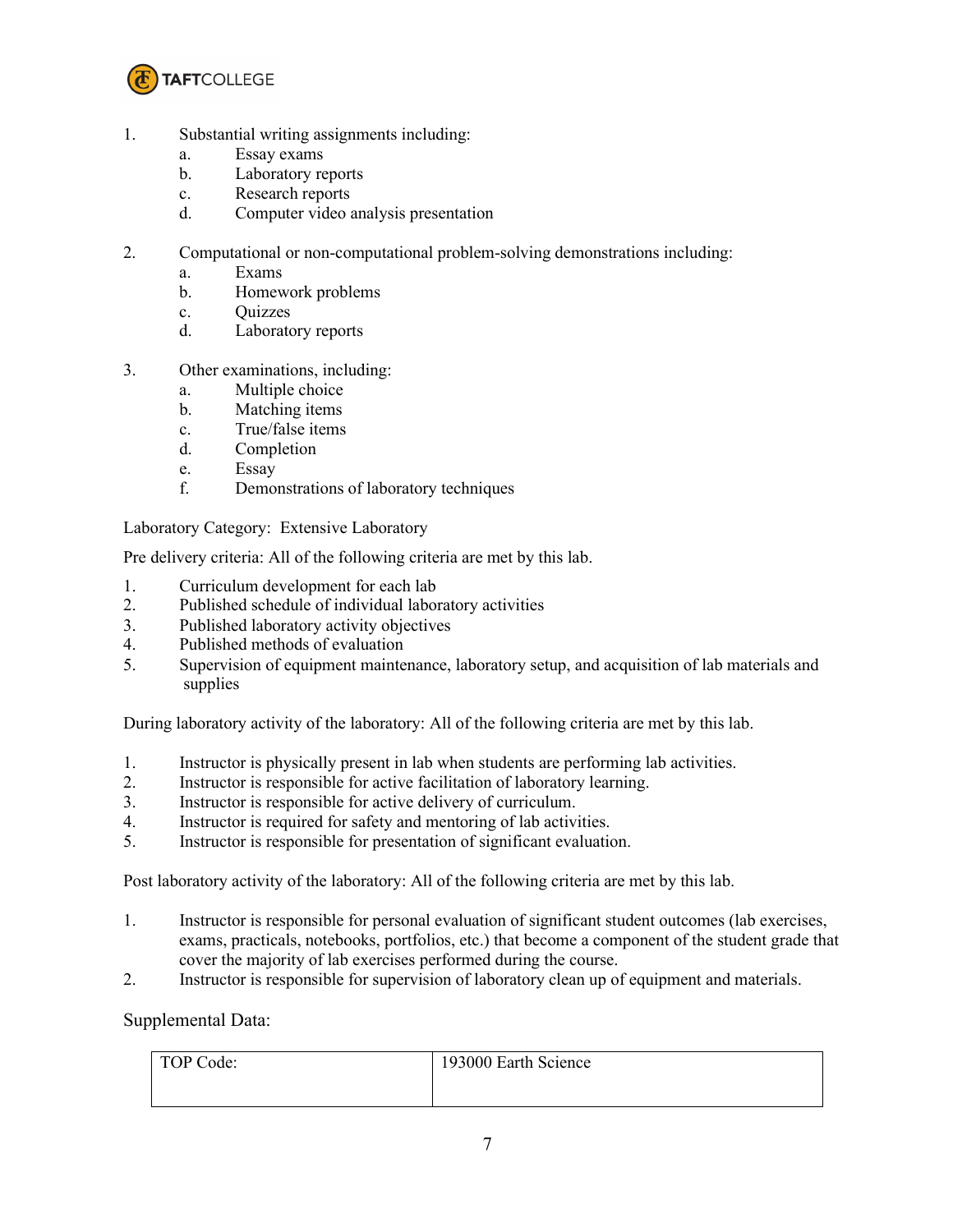1. Substantial writing assignments including:
   a. Essay exams
   b. Laboratory reports
   c. Research reports
   d. Computer video analysis presentation

2. Computational or non-computational problem-solving demonstrations including:
   a. Exams
   b. Homework problems
   c. Quizzes
   d. Laboratory reports

3. Other examinations, including:
   a. Multiple choice
   b. Matching items
   c. True/false items
   d. Completion
   e. Essay
   f. Demonstrations of laboratory techniques

Laboratory Category: Extensive Laboratory

Pre delivery criteria: All of the following criteria are met by this lab.

1. Curriculum development for each lab
2. Published schedule of individual laboratory activities
3. Published laboratory activity objectives
4. Published methods of evaluation
5. Supervision of equipment maintenance, laboratory setup, and acquisition of lab materials and supplies

During laboratory activity of the laboratory: All of the following criteria are met by this lab.

1. Instructor is physically present in lab when students are performing lab activities.
2. Instructor is responsible for active facilitation of laboratory learning.
3. Instructor is responsible for active delivery of curriculum.
4. Instructor is required for safety and mentoring of lab activities.
5. Instructor is responsible for presentation of significant evaluation.

Post laboratory activity of the laboratory: All of the following criteria are met by this lab.

1. Instructor is responsible for personal evaluation of significant student outcomes (lab exercises, exams, practicals, notebooks, portfolios, etc.) that become a component of the student grade that cover the majority of lab exercises performed during the course.
2. Instructor is responsible for supervision of laboratory clean up of equipment and materials.

## Supplemental Data:

| TOP Code: | 193000 Earth Science |
|---|---|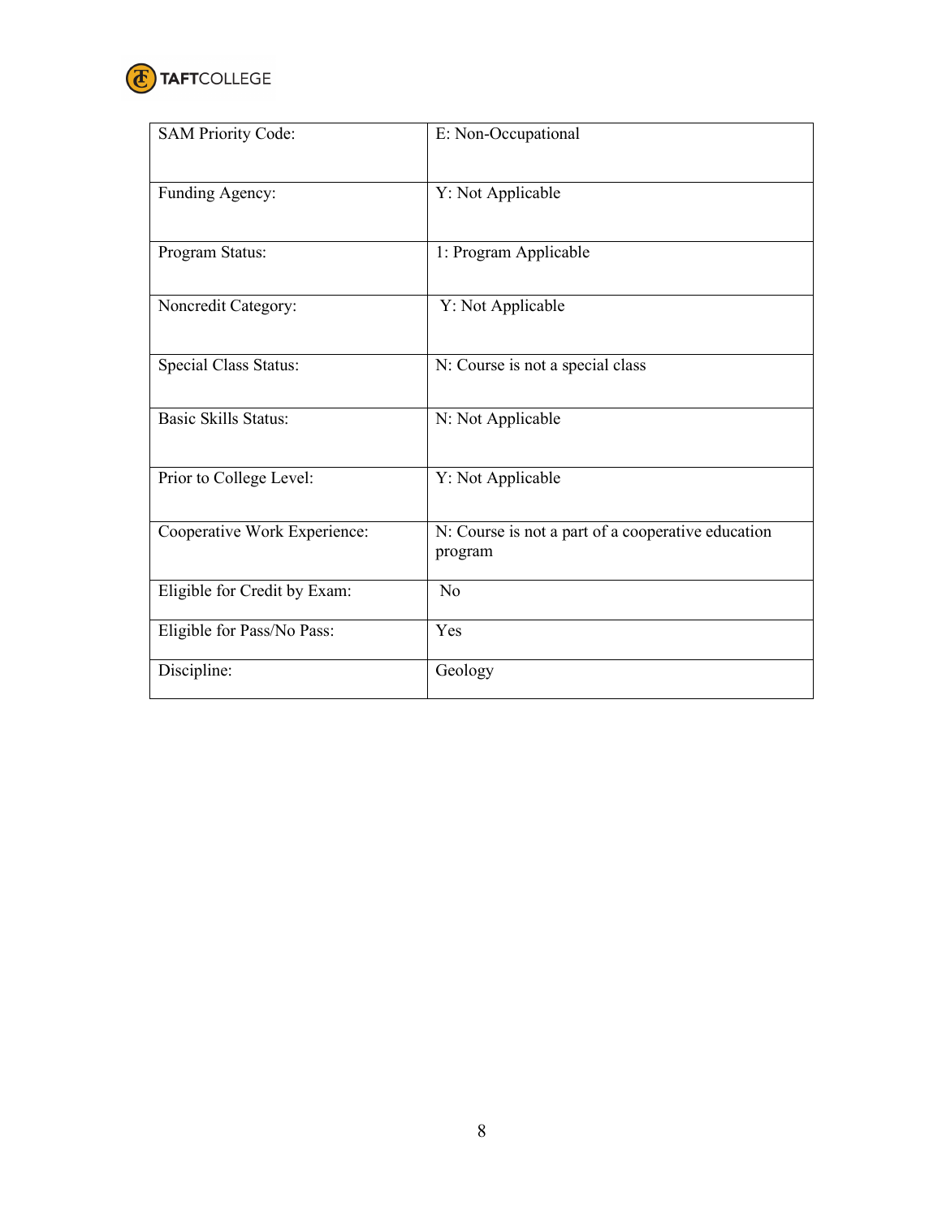| | |
|---|---|
| SAM Priority Code: | E: Non-Occupational |
| Funding Agency: | Y: Not Applicable |
| Program Status: | 1: Program Applicable |
| Noncredit Category: | Y: Not Applicable |
| Special Class Status: | N: Course is not a special class |
| Basic Skills Status: | N: Not Applicable |
| Prior to College Level: | Y: Not Applicable |
| Cooperative Work Experience: | N: Course is not a part of a cooperative education program |
| Eligible for Credit by Exam: | No |
| Eligible for Pass/No Pass: | Yes |
| Discipline: | Geology |